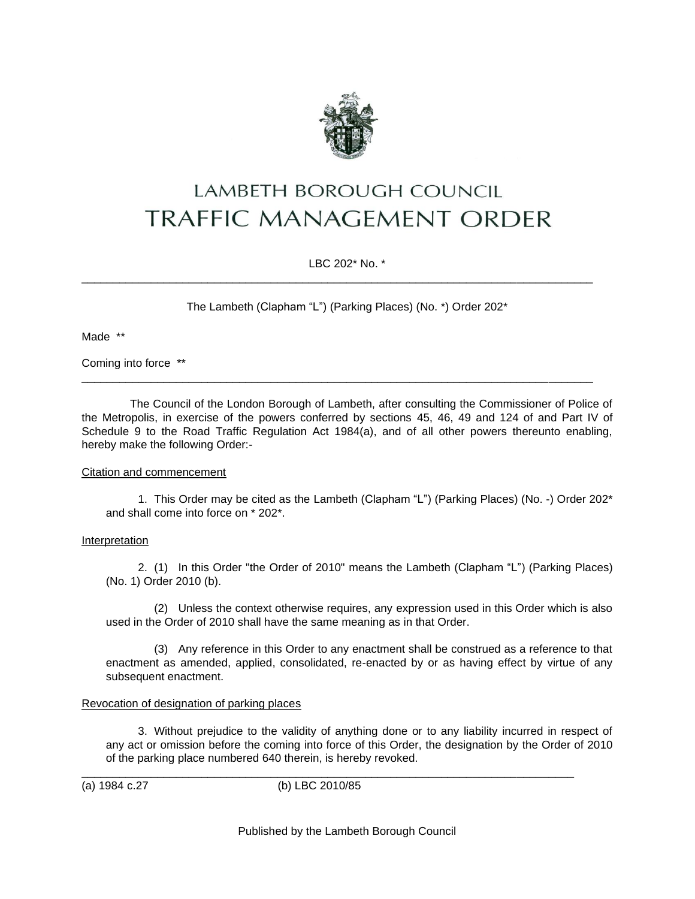# LAMBETH BOROUGH COUNCIL
# TRAFFIC MANAGEMENT ORDER

LBC 202* No. *

---

The Lambeth (Clapham "L") (Parking Places) (No. *) Order 202*

Made **

Coming into force **

---

The Council of the London Borough of Lambeth, after consulting the Commissioner of Police of the Metropolis, in exercise of the powers conferred by sections 45, 46, 49 and 124 of and Part IV of Schedule 9 to the Road Traffic Regulation Act 1984(a), and of all other powers thereunto enabling, hereby make the following Order:-

Citation and commencement

1. This Order may be cited as the Lambeth (Clapham "L") (Parking Places) (No. -) Order 202* and shall come into force on * 202*.

Interpretation

2. (1) In this Order "the Order of 2010" means the Lambeth (Clapham "L") (Parking Places) (No. 1) Order 2010 (b).

(2) Unless the context otherwise requires, any expression used in this Order which is also used in the Order of 2010 shall have the same meaning as in that Order.

(3) Any reference in this Order to any enactment shall be construed as a reference to that enactment as amended, applied, consolidated, re-enacted by or as having effect by virtue of any subsequent enactment.

Revocation of designation of parking places

3. Without prejudice to the validity of anything done or to any liability incurred in respect of any act or omission before the coming into force of this Order, the designation by the Order of 2010 of the parking place numbered 640 therein, is hereby revoked.

---

(a) 1984 c.27 (b) LBC 2010/85

Published by the Lambeth Borough Council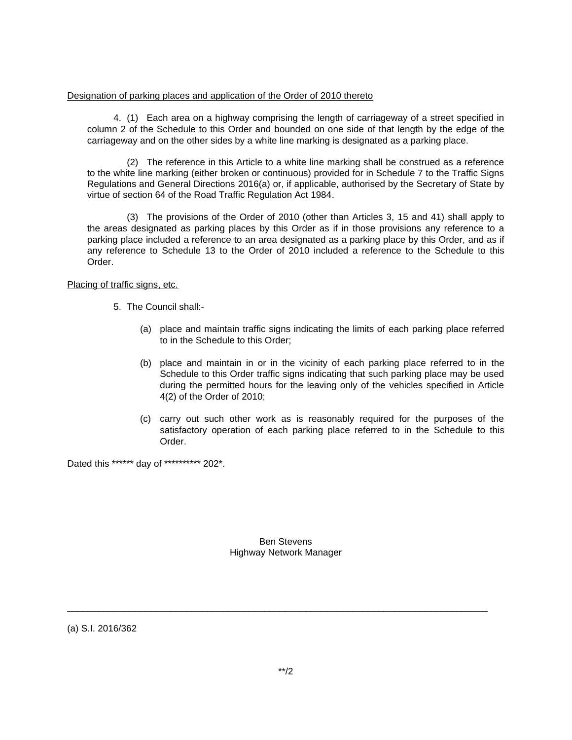<u>Designation of parking places and application of the Order of 2010 thereto</u>

4. (1) Each area on a highway comprising the length of carriageway of a street specified in column 2 of the Schedule to this Order and bounded on one side of that length by the edge of the carriageway and on the other sides by a white line marking is designated as a parking place.

(2) The reference in this Article to a white line marking shall be construed as a reference to the white line marking (either broken or continuous) provided for in Schedule 7 to the Traffic Signs Regulations and General Directions 2016(a) or, if applicable, authorised by the Secretary of State by virtue of section 64 of the Road Traffic Regulation Act 1984.

(3) The provisions of the Order of 2010 (other than Articles 3, 15 and 41) shall apply to the areas designated as parking places by this Order as if in those provisions any reference to a parking place included a reference to an area designated as a parking place by this Order, and as if any reference to Schedule 13 to the Order of 2010 included a reference to the Schedule to this Order.

<u>Placing of traffic signs, etc.</u>

5. The Council shall:-

(a) place and maintain traffic signs indicating the limits of each parking place referred to in the Schedule to this Order;

(b) place and maintain in or in the vicinity of each parking place referred to in the Schedule to this Order traffic signs indicating that such parking place may be used during the permitted hours for the leaving only of the vehicles specified in Article 4(2) of the Order of 2010;

(c) carry out such other work as is reasonably required for the purposes of the satisfactory operation of each parking place referred to in the Schedule to this Order.

Dated this ****** day of ********** 202*.

Ben Stevens
Highway Network Manager

---

(a) S.I. 2016/362

**/2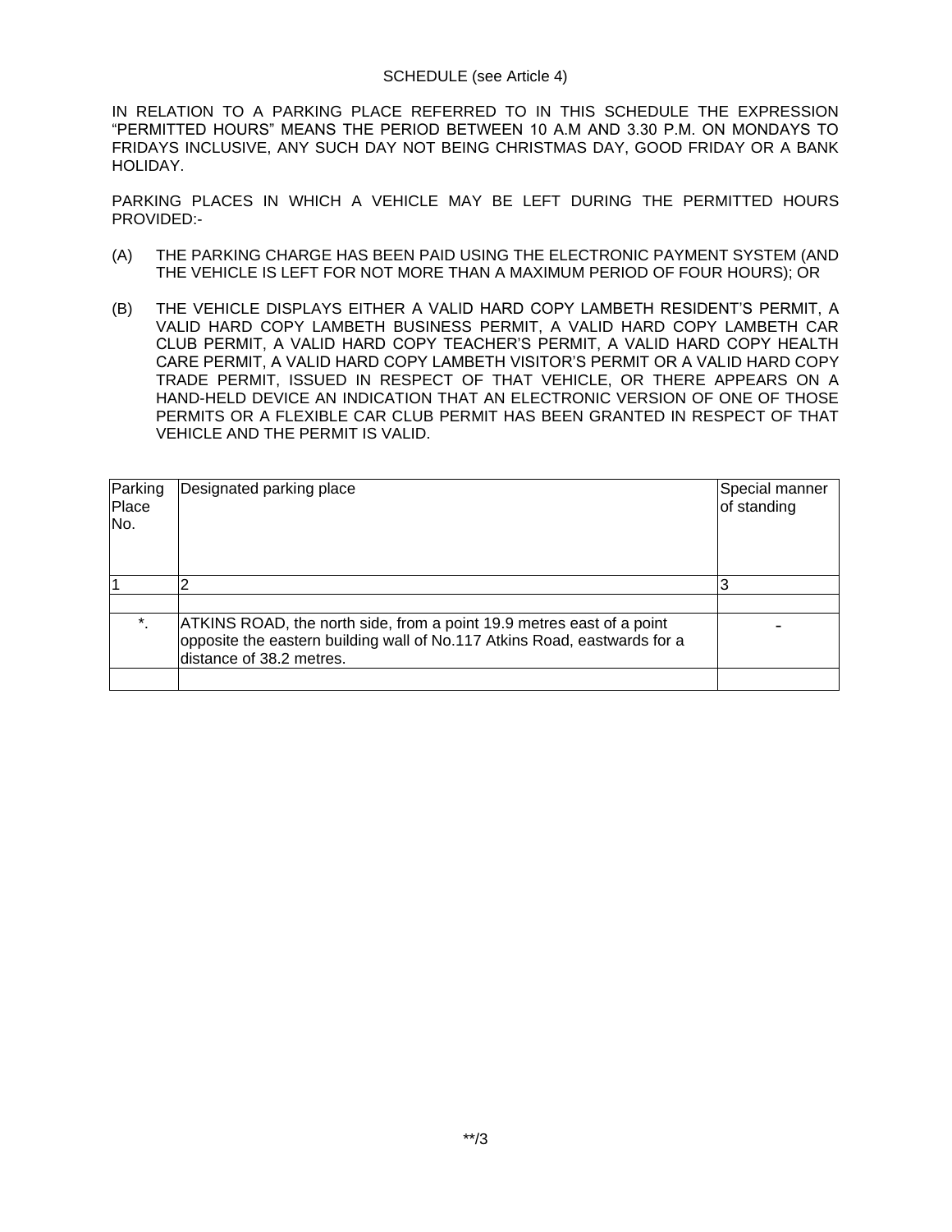SCHEDULE (see Article 4)

IN RELATION TO A PARKING PLACE REFERRED TO IN THIS SCHEDULE THE EXPRESSION "PERMITTED HOURS" MEANS THE PERIOD BETWEEN 10 A.M AND 3.30 P.M. ON MONDAYS TO FRIDAYS INCLUSIVE, ANY SUCH DAY NOT BEING CHRISTMAS DAY, GOOD FRIDAY OR A BANK HOLIDAY.

PARKING PLACES IN WHICH A VEHICLE MAY BE LEFT DURING THE PERMITTED HOURS PROVIDED:-

(A) THE PARKING CHARGE HAS BEEN PAID USING THE ELECTRONIC PAYMENT SYSTEM (AND THE VEHICLE IS LEFT FOR NOT MORE THAN A MAXIMUM PERIOD OF FOUR HOURS); OR

(B) THE VEHICLE DISPLAYS EITHER A VALID HARD COPY LAMBETH RESIDENT'S PERMIT, A VALID HARD COPY LAMBETH BUSINESS PERMIT, A VALID HARD COPY LAMBETH CAR CLUB PERMIT, A VALID HARD COPY TEACHER'S PERMIT, A VALID HARD COPY HEALTH CARE PERMIT, A VALID HARD COPY LAMBETH VISITOR'S PERMIT OR A VALID HARD COPY TRADE PERMIT, ISSUED IN RESPECT OF THAT VEHICLE, OR THERE APPEARS ON A HAND-HELD DEVICE AN INDICATION THAT AN ELECTRONIC VERSION OF ONE OF THOSE PERMITS OR A FLEXIBLE CAR CLUB PERMIT HAS BEEN GRANTED IN RESPECT OF THAT VEHICLE AND THE PERMIT IS VALID.

| Parking Place No. | Designated parking place | Special manner of standing |
|---|---|---|
| 1 | 2 | 3 |
| | | |
| *. | ATKINS ROAD, the north side, from a point 19.9 metres east of a point opposite the eastern building wall of No.117 Atkins Road, eastwards for a distance of 38.2 metres. | - |
| | | |